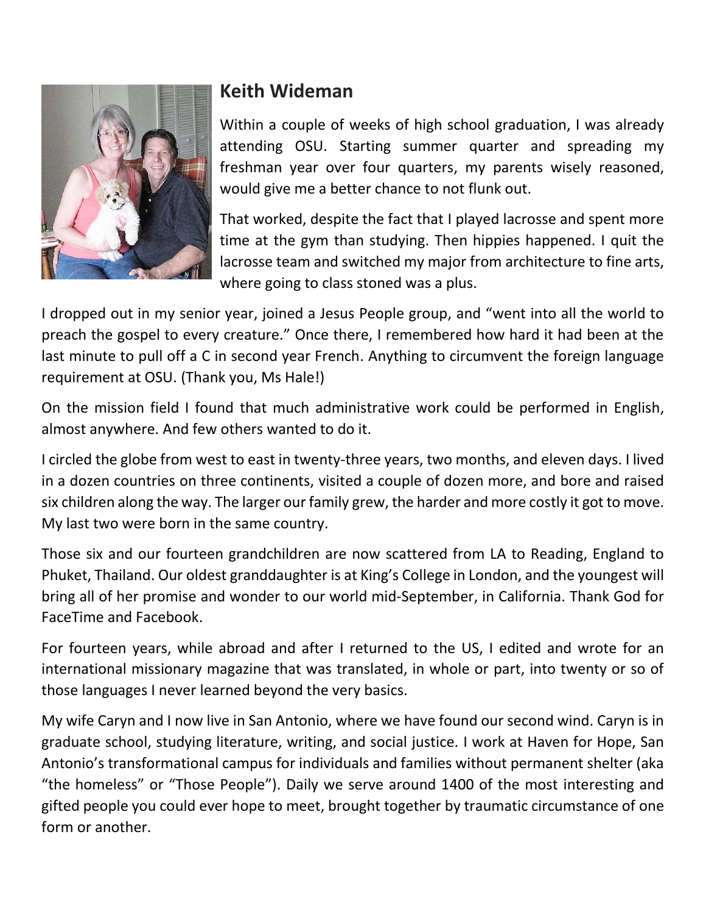## Keith Wideman

Within a couple of weeks of high school graduation, I was already attending OSU. Starting summer quarter and spreading my freshman year over four quarters, my parents wisely reasoned, would give me a better chance to not flunk out.

That worked, despite the fact that I played lacrosse and spent more time at the gym than studying. Then hippies happened. I quit the lacrosse team and switched my major from architecture to fine arts, where going to class stoned was a plus.

I dropped out in my senior year, joined a Jesus People group, and "went into all the world to preach the gospel to every creature." Once there, I remembered how hard it had been at the last minute to pull off a C in second year French. Anything to circumvent the foreign language requirement at OSU. (Thank you, Ms Hale!)

On the mission field I found that much administrative work could be performed in English, almost anywhere. And few others wanted to do it.

I circled the globe from west to east in twenty-three years, two months, and eleven days. I lived in a dozen countries on three continents, visited a couple of dozen more, and bore and raised six children along the way. The larger our family grew, the harder and more costly it got to move. My last two were born in the same country.

Those six and our fourteen grandchildren are now scattered from LA to Reading, England to Phuket, Thailand. Our oldest granddaughter is at King's College in London, and the youngest will bring all of her promise and wonder to our world mid-September, in California. Thank God for FaceTime and Facebook.

For fourteen years, while abroad and after I returned to the US, I edited and wrote for an international missionary magazine that was translated, in whole or part, into twenty or so of those languages I never learned beyond the very basics.

My wife Caryn and I now live in San Antonio, where we have found our second wind. Caryn is in graduate school, studying literature, writing, and social justice. I work at Haven for Hope, San Antonio's transformational campus for individuals and families without permanent shelter (aka "the homeless" or "Those People"). Daily we serve around 1400 of the most interesting and gifted people you could ever hope to meet, brought together by traumatic circumstance of one form or another.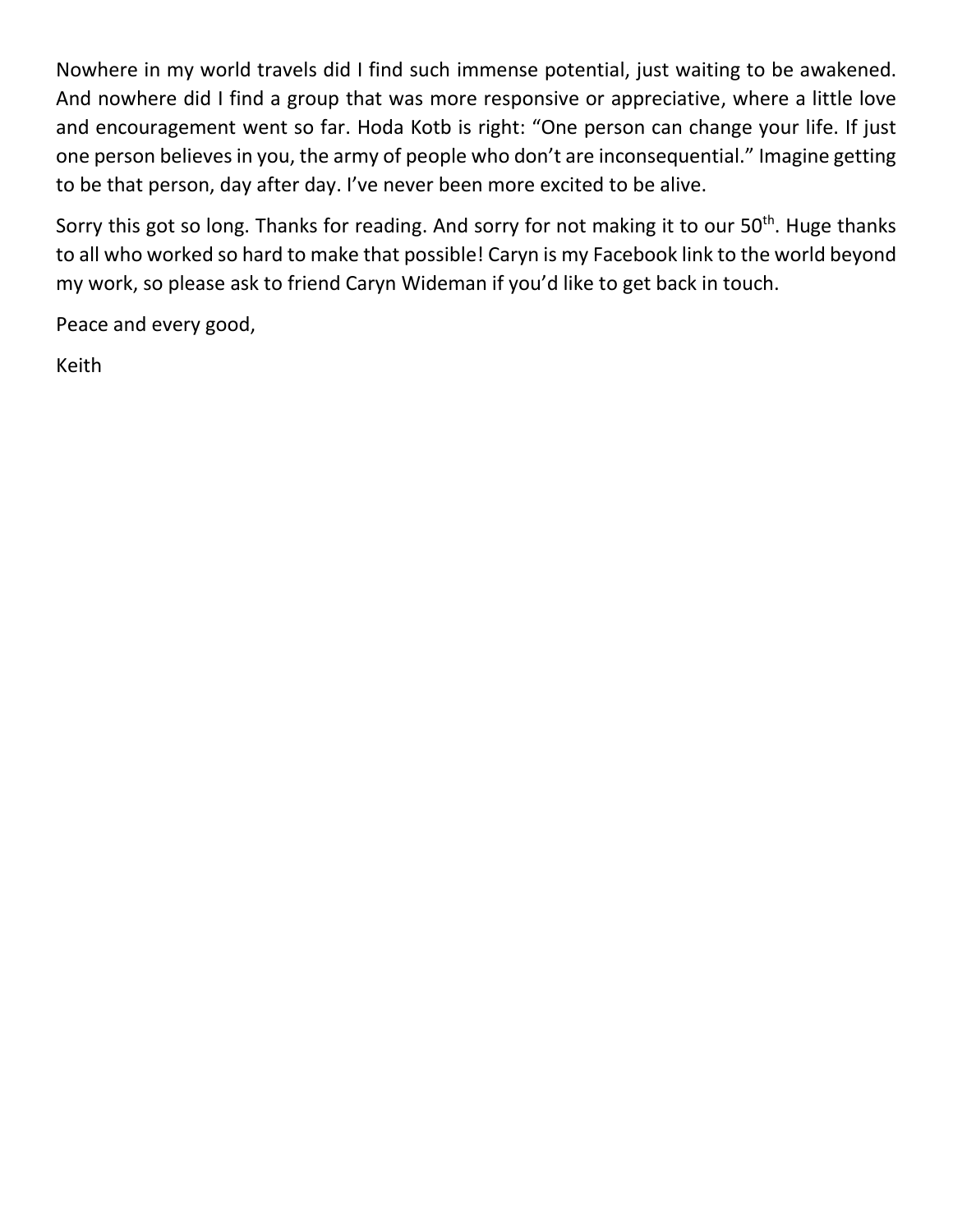Nowhere in my world travels did I find such immense potential, just waiting to be awakened. And nowhere did I find a group that was more responsive or appreciative, where a little love and encouragement went so far. Hoda Kotb is right: "One person can change your life. If just one person believes in you, the army of people who don't are inconsequential." Imagine getting to be that person, day after day. I've never been more excited to be alive.

Sorry this got so long. Thanks for reading. And sorry for not making it to our 50th. Huge thanks to all who worked so hard to make that possible! Caryn is my Facebook link to the world beyond my work, so please ask to friend Caryn Wideman if you'd like to get back in touch.

Peace and every good,

Keith